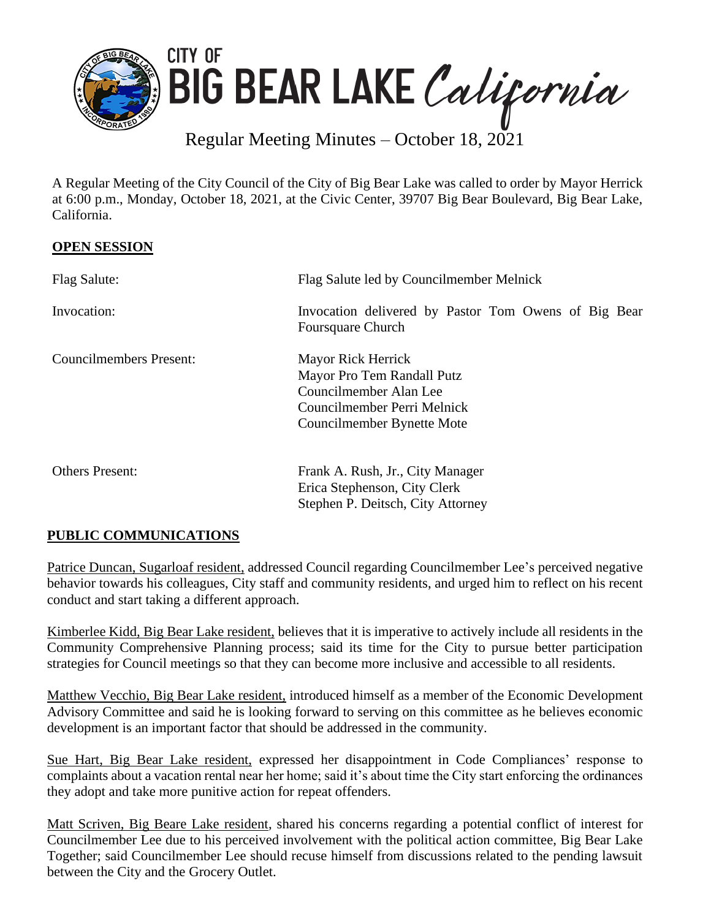# CITY OF BIG BEAR LAKE *California*

## Regular Meeting Minutes – October 18, 2021

A Regular Meeting of the City Council of the City of Big Bear Lake was called to order by Mayor Herrick at 6:00 p.m., Monday, October 18, 2021, at the Civic Center, 39707 Big Bear Boulevard, Big Bear Lake, California.

**OPEN SESSION**

| | |
|---|---|
| Flag Salute: | Flag Salute led by Councilmember Melnick |
| Invocation: | Invocation delivered by Pastor Tom Owens of Big Bear Foursquare Church |
| Councilmembers Present: | Mayor Rick Herrick<br>Mayor Pro Tem Randall Putz<br>Councilmember Alan Lee<br>Councilmember Perri Melnick<br>Councilmember Bynette Mote |
| Others Present: | Frank A. Rush, Jr., City Manager<br>Erica Stephenson, City Clerk<br>Stephen P. Deitsch, City Attorney |

**PUBLIC COMMUNICATIONS**

Patrice Duncan, Sugarloaf resident, addressed Council regarding Councilmember Lee's perceived negative behavior towards his colleagues, City staff and community residents, and urged him to reflect on his recent conduct and start taking a different approach.

Kimberlee Kidd, Big Bear Lake resident, believes that it is imperative to actively include all residents in the Community Comprehensive Planning process; said its time for the City to pursue better participation strategies for Council meetings so that they can become more inclusive and accessible to all residents.

Matthew Vecchio, Big Bear Lake resident, introduced himself as a member of the Economic Development Advisory Committee and said he is looking forward to serving on this committee as he believes economic development is an important factor that should be addressed in the community.

Sue Hart, Big Bear Lake resident, expressed her disappointment in Code Compliances' response to complaints about a vacation rental near her home; said it's about time the City start enforcing the ordinances they adopt and take more punitive action for repeat offenders.

Matt Scriven, Big Beare Lake resident, shared his concerns regarding a potential conflict of interest for Councilmember Lee due to his perceived involvement with the political action committee, Big Bear Lake Together; said Councilmember Lee should recuse himself from discussions related to the pending lawsuit between the City and the Grocery Outlet.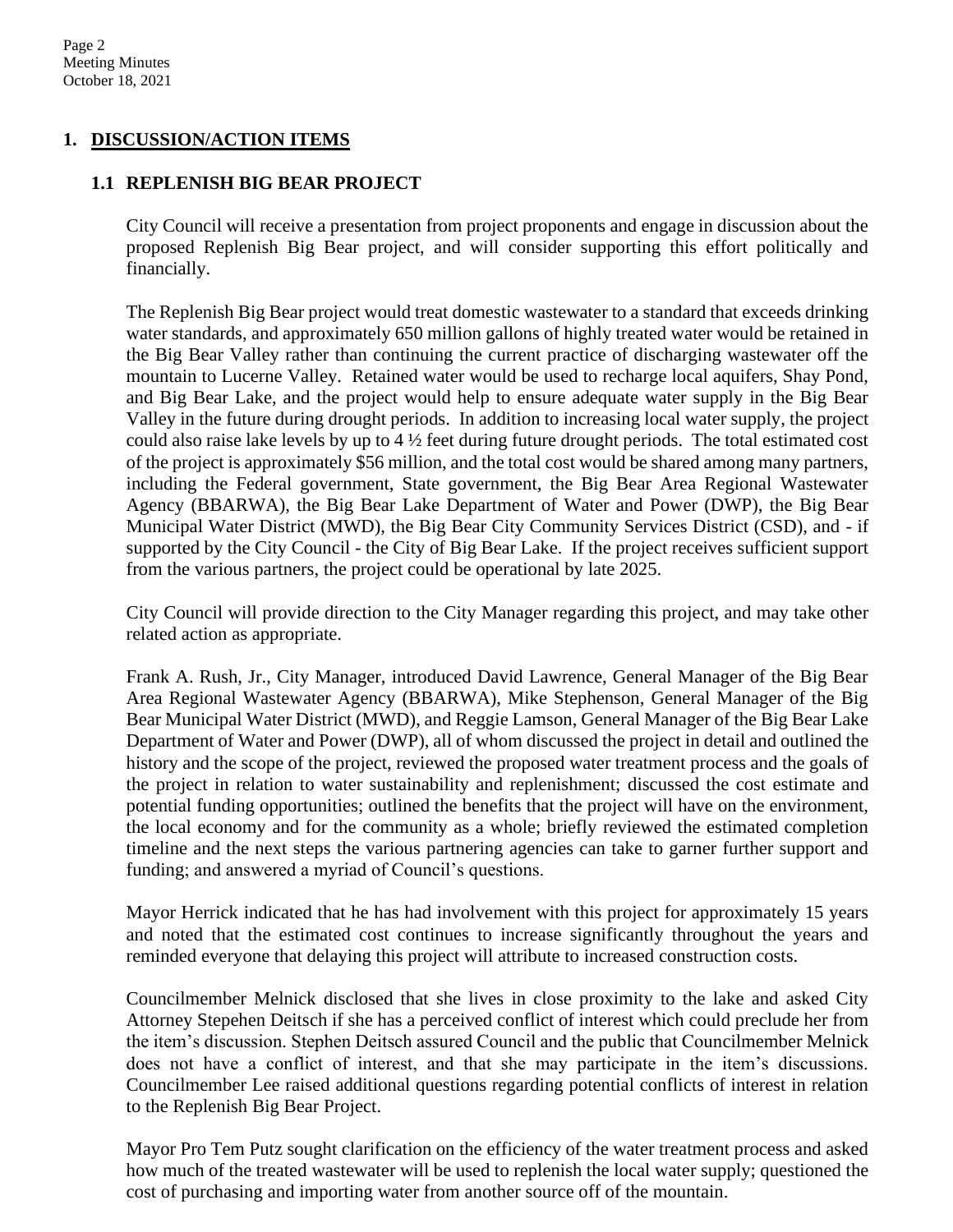## 1. DISCUSSION/ACTION ITEMS

### 1.1 REPLENISH BIG BEAR PROJECT

City Council will receive a presentation from project proponents and engage in discussion about the proposed Replenish Big Bear project, and will consider supporting this effort politically and financially.

The Replenish Big Bear project would treat domestic wastewater to a standard that exceeds drinking water standards, and approximately 650 million gallons of highly treated water would be retained in the Big Bear Valley rather than continuing the current practice of discharging wastewater off the mountain to Lucerne Valley. Retained water would be used to recharge local aquifers, Shay Pond, and Big Bear Lake, and the project would help to ensure adequate water supply in the Big Bear Valley in the future during drought periods. In addition to increasing local water supply, the project could also raise lake levels by up to 4 ½ feet during future drought periods. The total estimated cost of the project is approximately $56 million, and the total cost would be shared among many partners, including the Federal government, State government, the Big Bear Area Regional Wastewater Agency (BBARWA), the Big Bear Lake Department of Water and Power (DWP), the Big Bear Municipal Water District (MWD), the Big Bear City Community Services District (CSD), and - if supported by the City Council - the City of Big Bear Lake. If the project receives sufficient support from the various partners, the project could be operational by late 2025.

City Council will provide direction to the City Manager regarding this project, and may take other related action as appropriate.

Frank A. Rush, Jr., City Manager, introduced David Lawrence, General Manager of the Big Bear Area Regional Wastewater Agency (BBARWA), Mike Stephenson, General Manager of the Big Bear Municipal Water District (MWD), and Reggie Lamson, General Manager of the Big Bear Lake Department of Water and Power (DWP), all of whom discussed the project in detail and outlined the history and the scope of the project, reviewed the proposed water treatment process and the goals of the project in relation to water sustainability and replenishment; discussed the cost estimate and potential funding opportunities; outlined the benefits that the project will have on the environment, the local economy and for the community as a whole; briefly reviewed the estimated completion timeline and the next steps the various partnering agencies can take to garner further support and funding; and answered a myriad of Council's questions.

Mayor Herrick indicated that he has had involvement with this project for approximately 15 years and noted that the estimated cost continues to increase significantly throughout the years and reminded everyone that delaying this project will attribute to increased construction costs.

Councilmember Melnick disclosed that she lives in close proximity to the lake and asked City Attorney Stepehen Deitsch if she has a perceived conflict of interest which could preclude her from the item's discussion. Stephen Deitsch assured Council and the public that Councilmember Melnick does not have a conflict of interest, and that she may participate in the item's discussions. Councilmember Lee raised additional questions regarding potential conflicts of interest in relation to the Replenish Big Bear Project.

Mayor Pro Tem Putz sought clarification on the efficiency of the water treatment process and asked how much of the treated wastewater will be used to replenish the local water supply; questioned the cost of purchasing and importing water from another source off of the mountain.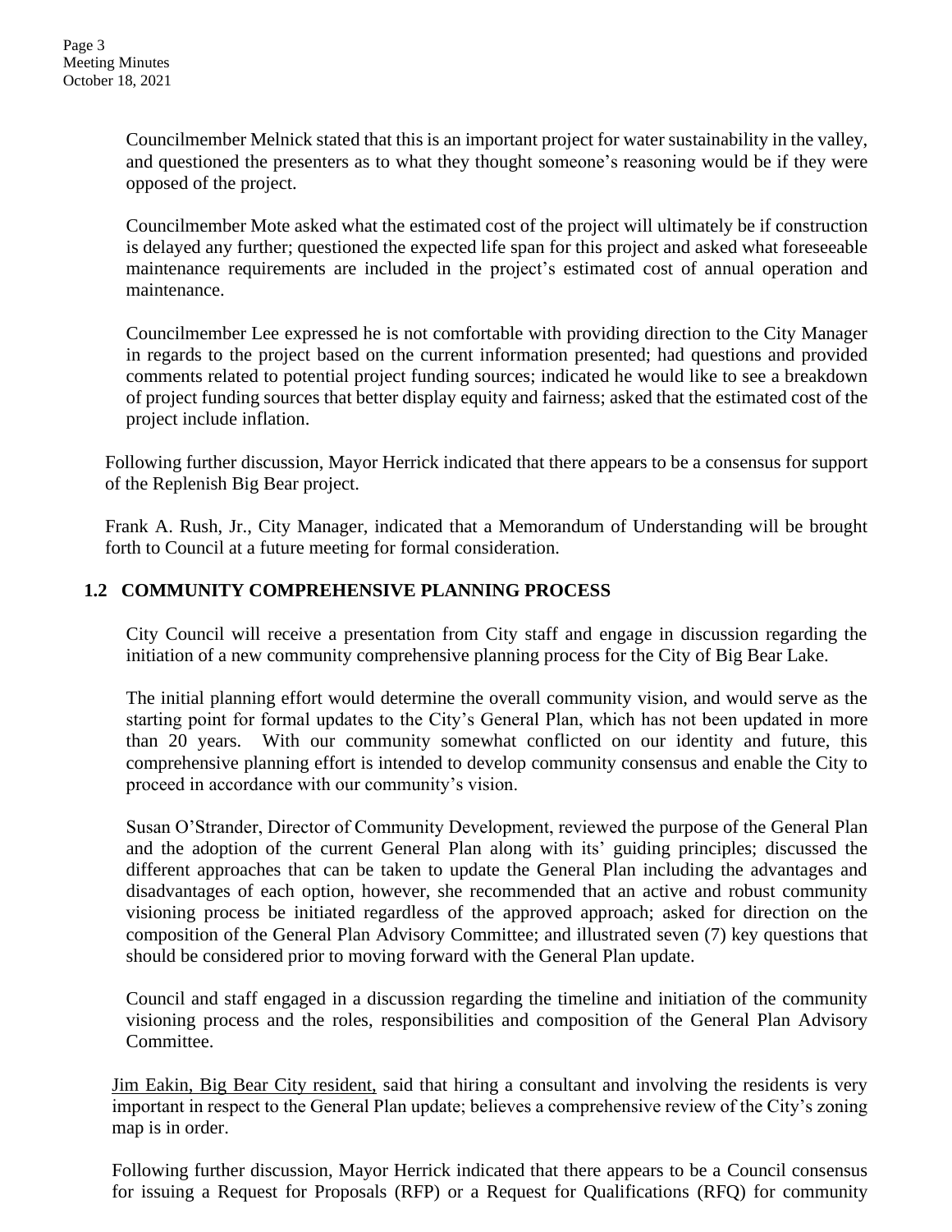Councilmember Melnick stated that this is an important project for water sustainability in the valley, and questioned the presenters as to what they thought someone's reasoning would be if they were opposed of the project.

Councilmember Mote asked what the estimated cost of the project will ultimately be if construction is delayed any further; questioned the expected life span for this project and asked what foreseeable maintenance requirements are included in the project's estimated cost of annual operation and maintenance.

Councilmember Lee expressed he is not comfortable with providing direction to the City Manager in regards to the project based on the current information presented; had questions and provided comments related to potential project funding sources; indicated he would like to see a breakdown of project funding sources that better display equity and fairness; asked that the estimated cost of the project include inflation.

Following further discussion, Mayor Herrick indicated that there appears to be a consensus for support of the Replenish Big Bear project.

Frank A. Rush, Jr., City Manager, indicated that a Memorandum of Understanding will be brought forth to Council at a future meeting for formal consideration.

## 1.2 COMMUNITY COMPREHENSIVE PLANNING PROCESS

City Council will receive a presentation from City staff and engage in discussion regarding the initiation of a new community comprehensive planning process for the City of Big Bear Lake.

The initial planning effort would determine the overall community vision, and would serve as the starting point for formal updates to the City's General Plan, which has not been updated in more than 20 years. With our community somewhat conflicted on our identity and future, this comprehensive planning effort is intended to develop community consensus and enable the City to proceed in accordance with our community's vision.

Susan O'Strander, Director of Community Development, reviewed the purpose of the General Plan and the adoption of the current General Plan along with its' guiding principles; discussed the different approaches that can be taken to update the General Plan including the advantages and disadvantages of each option, however, she recommended that an active and robust community visioning process be initiated regardless of the approved approach; asked for direction on the composition of the General Plan Advisory Committee; and illustrated seven (7) key questions that should be considered prior to moving forward with the General Plan update.

Council and staff engaged in a discussion regarding the timeline and initiation of the community visioning process and the roles, responsibilities and composition of the General Plan Advisory Committee.

<u>Jim Eakin, Big Bear City resident,</u> said that hiring a consultant and involving the residents is very important in respect to the General Plan update; believes a comprehensive review of the City's zoning map is in order.

Following further discussion, Mayor Herrick indicated that there appears to be a Council consensus for issuing a Request for Proposals (RFP) or a Request for Qualifications (RFQ) for community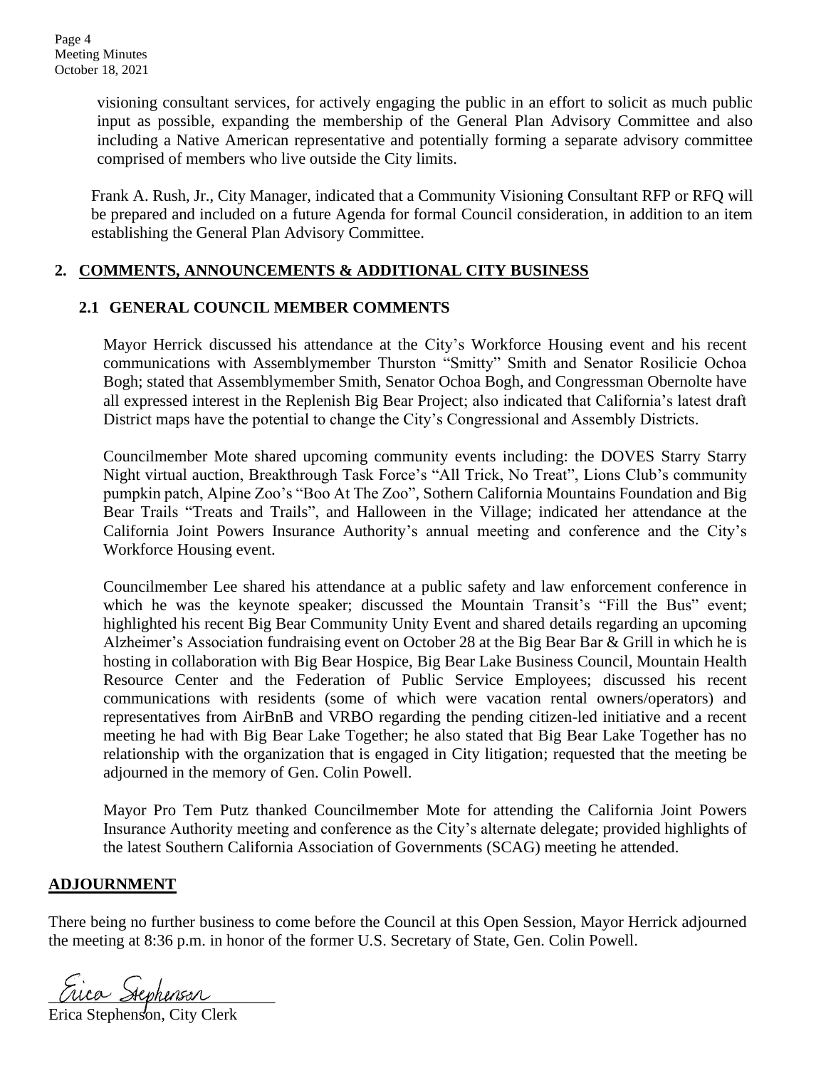visioning consultant services, for actively engaging the public in an effort to solicit as much public input as possible, expanding the membership of the General Plan Advisory Committee and also including a Native American representative and potentially forming a separate advisory committee comprised of members who live outside the City limits.

Frank A. Rush, Jr., City Manager, indicated that a Community Visioning Consultant RFP or RFQ will be prepared and included on a future Agenda for formal Council consideration, in addition to an item establishing the General Plan Advisory Committee.

## 2. COMMENTS, ANNOUNCEMENTS & ADDITIONAL CITY BUSINESS

### 2.1 GENERAL COUNCIL MEMBER COMMENTS

Mayor Herrick discussed his attendance at the City's Workforce Housing event and his recent communications with Assemblymember Thurston "Smitty" Smith and Senator Rosilicie Ochoa Bogh; stated that Assemblymember Smith, Senator Ochoa Bogh, and Congressman Obernolte have all expressed interest in the Replenish Big Bear Project; also indicated that California's latest draft District maps have the potential to change the City's Congressional and Assembly Districts.

Councilmember Mote shared upcoming community events including: the DOVES Starry Starry Night virtual auction, Breakthrough Task Force's "All Trick, No Treat", Lions Club's community pumpkin patch, Alpine Zoo's "Boo At The Zoo", Sothern California Mountains Foundation and Big Bear Trails "Treats and Trails", and Halloween in the Village; indicated her attendance at the California Joint Powers Insurance Authority's annual meeting and conference and the City's Workforce Housing event.

Councilmember Lee shared his attendance at a public safety and law enforcement conference in which he was the keynote speaker; discussed the Mountain Transit's "Fill the Bus" event; highlighted his recent Big Bear Community Unity Event and shared details regarding an upcoming Alzheimer's Association fundraising event on October 28 at the Big Bear Bar & Grill in which he is hosting in collaboration with Big Bear Hospice, Big Bear Lake Business Council, Mountain Health Resource Center and the Federation of Public Service Employees; discussed his recent communications with residents (some of which were vacation rental owners/operators) and representatives from AirBnB and VRBO regarding the pending citizen-led initiative and a recent meeting he had with Big Bear Lake Together; he also stated that Big Bear Lake Together has no relationship with the organization that is engaged in City litigation; requested that the meeting be adjourned in the memory of Gen. Colin Powell.

Mayor Pro Tem Putz thanked Councilmember Mote for attending the California Joint Powers Insurance Authority meeting and conference as the City's alternate delegate; provided highlights of the latest Southern California Association of Governments (SCAG) meeting he attended.

## ADJOURNMENT

There being no further business to come before the Council at this Open Session, Mayor Herrick adjourned the meeting at 8:36 p.m. in honor of the former U.S. Secretary of State, Gen. Colin Powell.

Erica Stephenson

Erica Stephenson, City Clerk